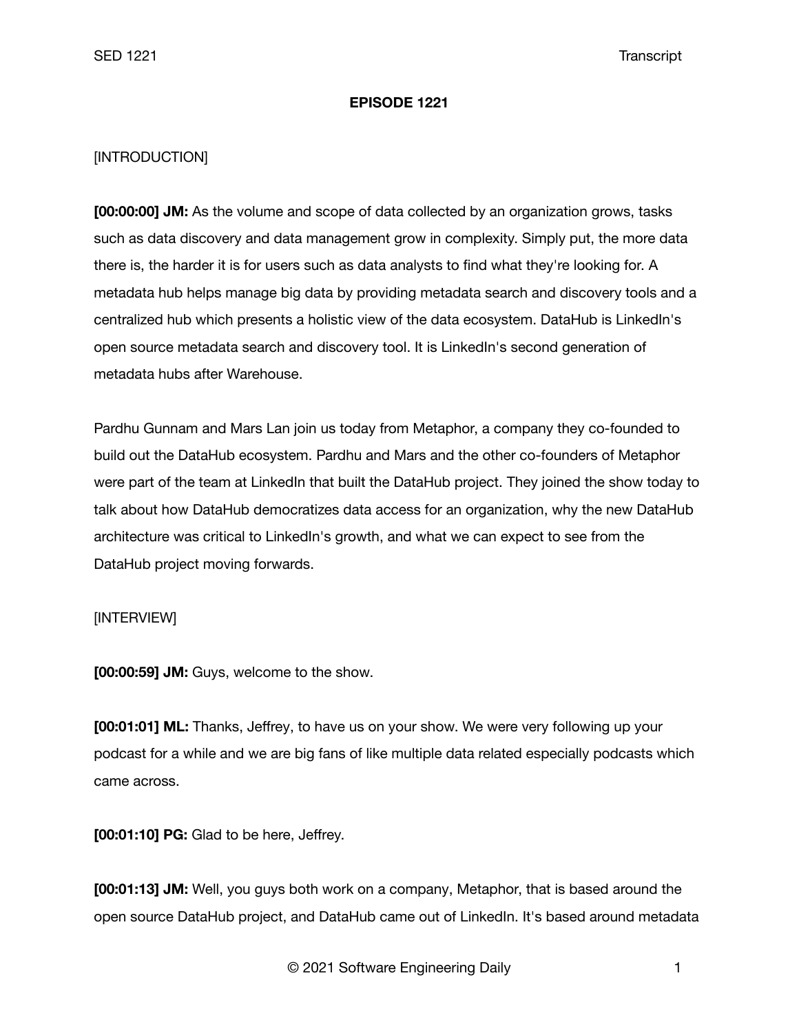# EPISODE 1221

[INTRODUCTION]

**[00:00:00] JM:** As the volume and scope of data collected by an organization grows, tasks such as data discovery and data management grow in complexity. Simply put, the more data there is, the harder it is for users such as data analysts to find what they're looking for. A metadata hub helps manage big data by providing metadata search and discovery tools and a centralized hub which presents a holistic view of the data ecosystem. DataHub is LinkedIn's open source metadata search and discovery tool. It is LinkedIn's second generation of metadata hubs after Warehouse.

Pardhu Gunnam and Mars Lan join us today from Metaphor, a company they co-founded to build out the DataHub ecosystem. Pardhu and Mars and the other co-founders of Metaphor were part of the team at LinkedIn that built the DataHub project. They joined the show today to talk about how DataHub democratizes data access for an organization, why the new DataHub architecture was critical to LinkedIn's growth, and what we can expect to see from the DataHub project moving forwards.

[INTERVIEW]

**[00:00:59] JM:** Guys, welcome to the show.

**[00:01:01] ML:** Thanks, Jeffrey, to have us on your show. We were very following up your podcast for a while and we are big fans of like multiple data related especially podcasts which came across.

**[00:01:10] PG:** Glad to be here, Jeffrey.

**[00:01:13] JM:** Well, you guys both work on a company, Metaphor, that is based around the open source DataHub project, and DataHub came out of LinkedIn. It's based around metadata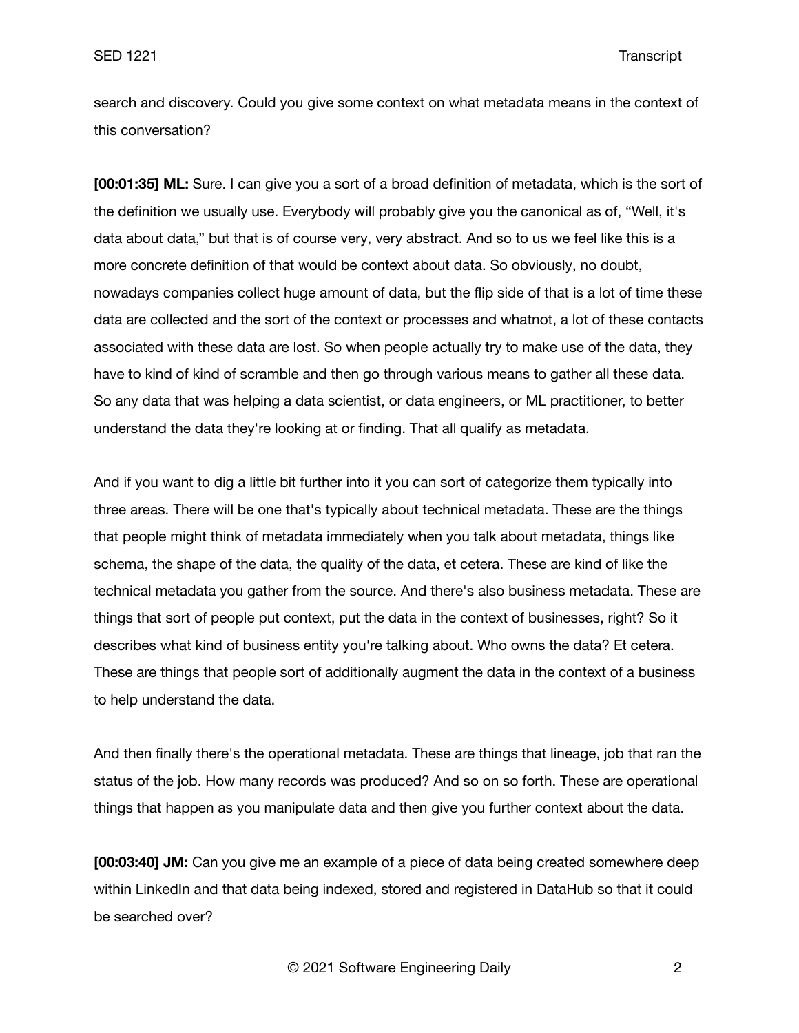search and discovery. Could you give some context on what metadata means in the context of this conversation?

**[00:01:35] ML:** Sure. I can give you a sort of a broad definition of metadata, which is the sort of the definition we usually use. Everybody will probably give you the canonical as of, “Well, it's data about data,” but that is of course very, very abstract. And so to us we feel like this is a more concrete definition of that would be context about data. So obviously, no doubt, nowadays companies collect huge amount of data, but the flip side of that is a lot of time these data are collected and the sort of the context or processes and whatnot, a lot of these contacts associated with these data are lost. So when people actually try to make use of the data, they have to kind of kind of scramble and then go through various means to gather all these data. So any data that was helping a data scientist, or data engineers, or ML practitioner, to better understand the data they're looking at or finding. That all qualify as metadata.

And if you want to dig a little bit further into it you can sort of categorize them typically into three areas. There will be one that's typically about technical metadata. These are the things that people might think of metadata immediately when you talk about metadata, things like schema, the shape of the data, the quality of the data, et cetera. These are kind of like the technical metadata you gather from the source. And there's also business metadata. These are things that sort of people put context, put the data in the context of businesses, right? So it describes what kind of business entity you're talking about. Who owns the data? Et cetera. These are things that people sort of additionally augment the data in the context of a business to help understand the data.

And then finally there's the operational metadata. These are things that lineage, job that ran the status of the job. How many records was produced? And so on so forth. These are operational things that happen as you manipulate data and then give you further context about the data.

**[00:03:40] JM:** Can you give me an example of a piece of data being created somewhere deep within LinkedIn and that data being indexed, stored and registered in DataHub so that it could be searched over?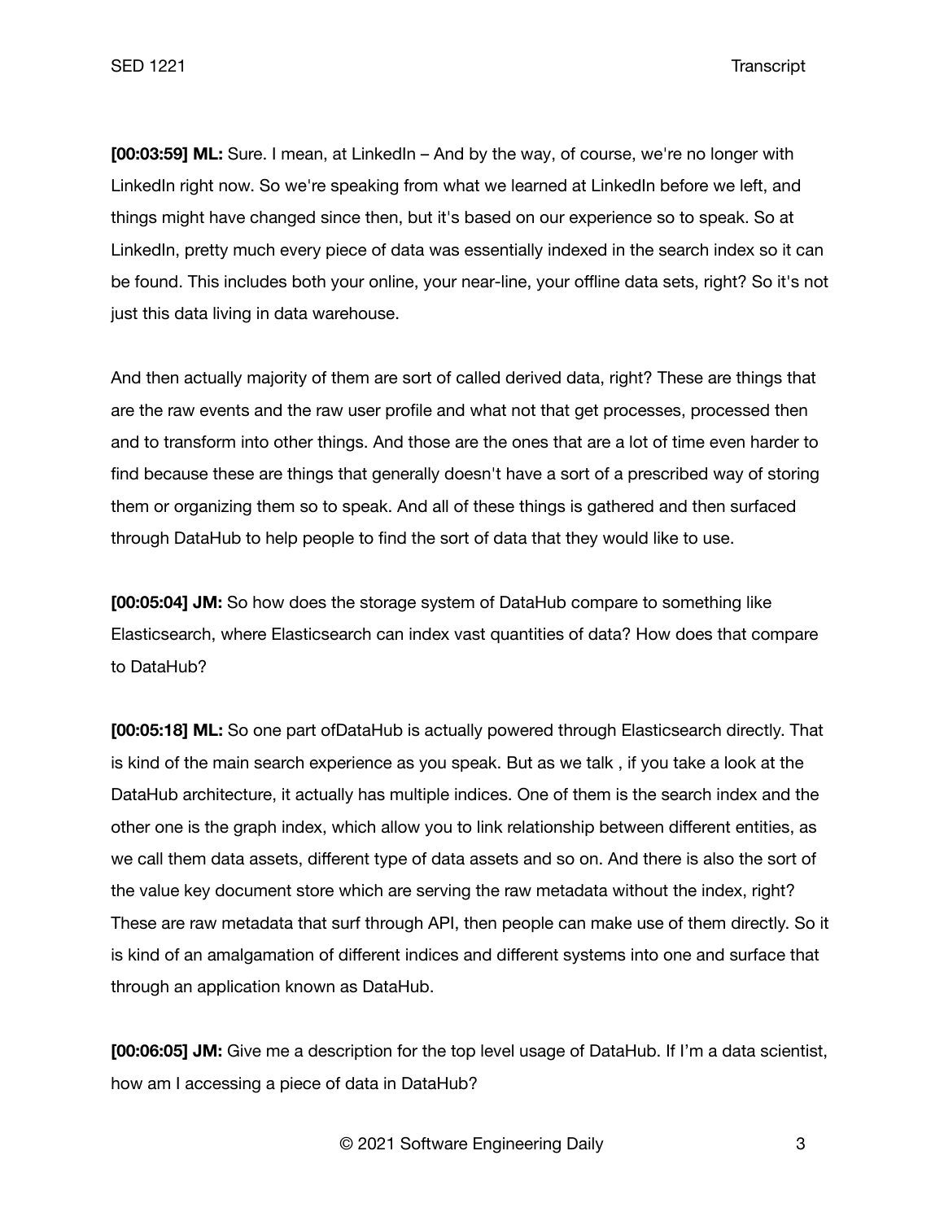**[00:03:59] ML:** Sure. I mean, at LinkedIn – And by the way, of course, we're no longer with LinkedIn right now. So we're speaking from what we learned at LinkedIn before we left, and things might have changed since then, but it's based on our experience so to speak. So at LinkedIn, pretty much every piece of data was essentially indexed in the search index so it can be found. This includes both your online, your near-line, your offline data sets, right? So it's not just this data living in data warehouse.

And then actually majority of them are sort of called derived data, right? These are things that are the raw events and the raw user profile and what not that get processes, processed then and to transform into other things. And those are the ones that are a lot of time even harder to find because these are things that generally doesn't have a sort of a prescribed way of storing them or organizing them so to speak. And all of these things is gathered and then surfaced through DataHub to help people to find the sort of data that they would like to use.

**[00:05:04] JM:** So how does the storage system of DataHub compare to something like Elasticsearch, where Elasticsearch can index vast quantities of data? How does that compare to DataHub?

**[00:05:18] ML:** So one part ofDataHub is actually powered through Elasticsearch directly. That is kind of the main search experience as you speak. But as we talk , if you take a look at the DataHub architecture, it actually has multiple indices. One of them is the search index and the other one is the graph index, which allow you to link relationship between different entities, as we call them data assets, different type of data assets and so on. And there is also the sort of the value key document store which are serving the raw metadata without the index, right? These are raw metadata that surf through API, then people can make use of them directly. So it is kind of an amalgamation of different indices and different systems into one and surface that through an application known as DataHub.

**[00:06:05] JM:** Give me a description for the top level usage of DataHub. If I'm a data scientist, how am I accessing a piece of data in DataHub?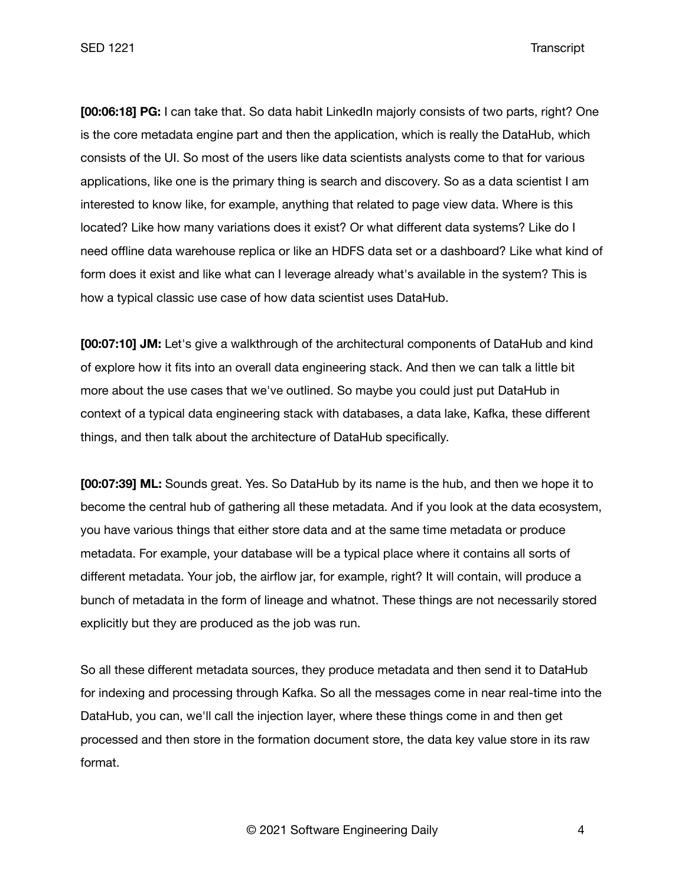**[00:06:18] PG:** I can take that. So data habit LinkedIn majorly consists of two parts, right? One is the core metadata engine part and then the application, which is really the DataHub, which consists of the UI. So most of the users like data scientists analysts come to that for various applications, like one is the primary thing is search and discovery. So as a data scientist I am interested to know like, for example, anything that related to page view data. Where is this located? Like how many variations does it exist? Or what different data systems? Like do I need offline data warehouse replica or like an HDFS data set or a dashboard? Like what kind of form does it exist and like what can I leverage already what's available in the system? This is how a typical classic use case of how data scientist uses DataHub.

**[00:07:10] JM:** Let's give a walkthrough of the architectural components of DataHub and kind of explore how it fits into an overall data engineering stack. And then we can talk a little bit more about the use cases that we've outlined. So maybe you could just put DataHub in context of a typical data engineering stack with databases, a data lake, Kafka, these different things, and then talk about the architecture of DataHub specifically.

**[00:07:39] ML:** Sounds great. Yes. So DataHub by its name is the hub, and then we hope it to become the central hub of gathering all these metadata. And if you look at the data ecosystem, you have various things that either store data and at the same time metadata or produce metadata. For example, your database will be a typical place where it contains all sorts of different metadata. Your job, the airflow jar, for example, right? It will contain, will produce a bunch of metadata in the form of lineage and whatnot. These things are not necessarily stored explicitly but they are produced as the job was run.

So all these different metadata sources, they produce metadata and then send it to DataHub for indexing and processing through Kafka. So all the messages come in near real-time into the DataHub, you can, we'll call the injection layer, where these things come in and then get processed and then store in the formation document store, the data key value store in its raw format.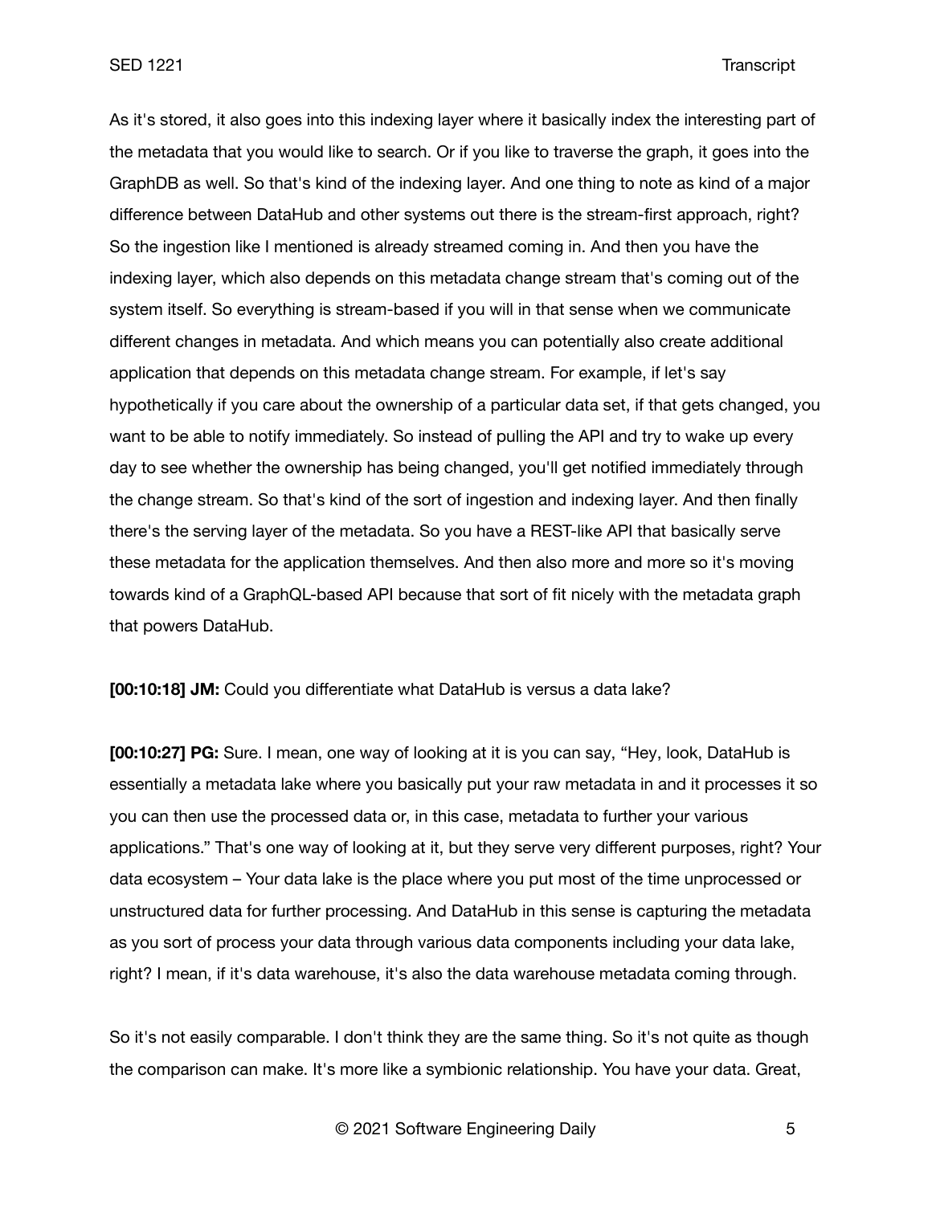As it's stored, it also goes into this indexing layer where it basically index the interesting part of the metadata that you would like to search. Or if you like to traverse the graph, it goes into the GraphDB as well. So that's kind of the indexing layer. And one thing to note as kind of a major difference between DataHub and other systems out there is the stream-first approach, right? So the ingestion like I mentioned is already streamed coming in. And then you have the indexing layer, which also depends on this metadata change stream that's coming out of the system itself. So everything is stream-based if you will in that sense when we communicate different changes in metadata. And which means you can potentially also create additional application that depends on this metadata change stream. For example, if let's say hypothetically if you care about the ownership of a particular data set, if that gets changed, you want to be able to notify immediately. So instead of pulling the API and try to wake up every day to see whether the ownership has being changed, you'll get notified immediately through the change stream. So that's kind of the sort of ingestion and indexing layer. And then finally there's the serving layer of the metadata. So you have a REST-like API that basically serve these metadata for the application themselves. And then also more and more so it's moving towards kind of a GraphQL-based API because that sort of fit nicely with the metadata graph that powers DataHub.

**[00:10:18] JM:** Could you differentiate what DataHub is versus a data lake?

**[00:10:27] PG:** Sure. I mean, one way of looking at it is you can say, "Hey, look, DataHub is essentially a metadata lake where you basically put your raw metadata in and it processes it so you can then use the processed data or, in this case, metadata to further your various applications." That's one way of looking at it, but they serve very different purposes, right? Your data ecosystem – Your data lake is the place where you put most of the time unprocessed or unstructured data for further processing. And DataHub in this sense is capturing the metadata as you sort of process your data through various data components including your data lake, right? I mean, if it's data warehouse, it's also the data warehouse metadata coming through.

So it's not easily comparable. I don't think they are the same thing. So it's not quite as though the comparison can make. It's more like a symbionic relationship. You have your data. Great,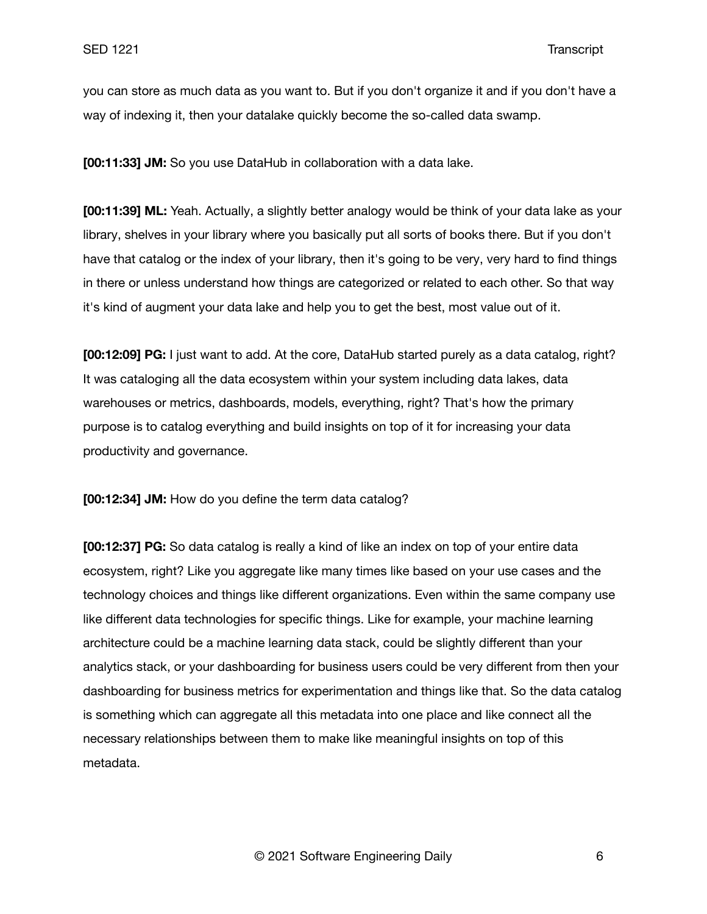you can store as much data as you want to. But if you don't organize it and if you don't have a way of indexing it, then your datalake quickly become the so-called data swamp.

**[00:11:33] JM:** So you use DataHub in collaboration with a data lake.

**[00:11:39] ML:** Yeah. Actually, a slightly better analogy would be think of your data lake as your library, shelves in your library where you basically put all sorts of books there. But if you don't have that catalog or the index of your library, then it's going to be very, very hard to find things in there or unless understand how things are categorized or related to each other. So that way it's kind of augment your data lake and help you to get the best, most value out of it.

**[00:12:09] PG:** I just want to add. At the core, DataHub started purely as a data catalog, right? It was cataloging all the data ecosystem within your system including data lakes, data warehouses or metrics, dashboards, models, everything, right? That's how the primary purpose is to catalog everything and build insights on top of it for increasing your data productivity and governance.

**[00:12:34] JM:** How do you define the term data catalog?

**[00:12:37] PG:** So data catalog is really a kind of like an index on top of your entire data ecosystem, right? Like you aggregate like many times like based on your use cases and the technology choices and things like different organizations. Even within the same company use like different data technologies for specific things. Like for example, your machine learning architecture could be a machine learning data stack, could be slightly different than your analytics stack, or your dashboarding for business users could be very different from then your dashboarding for business metrics for experimentation and things like that. So the data catalog is something which can aggregate all this metadata into one place and like connect all the necessary relationships between them to make like meaningful insights on top of this metadata.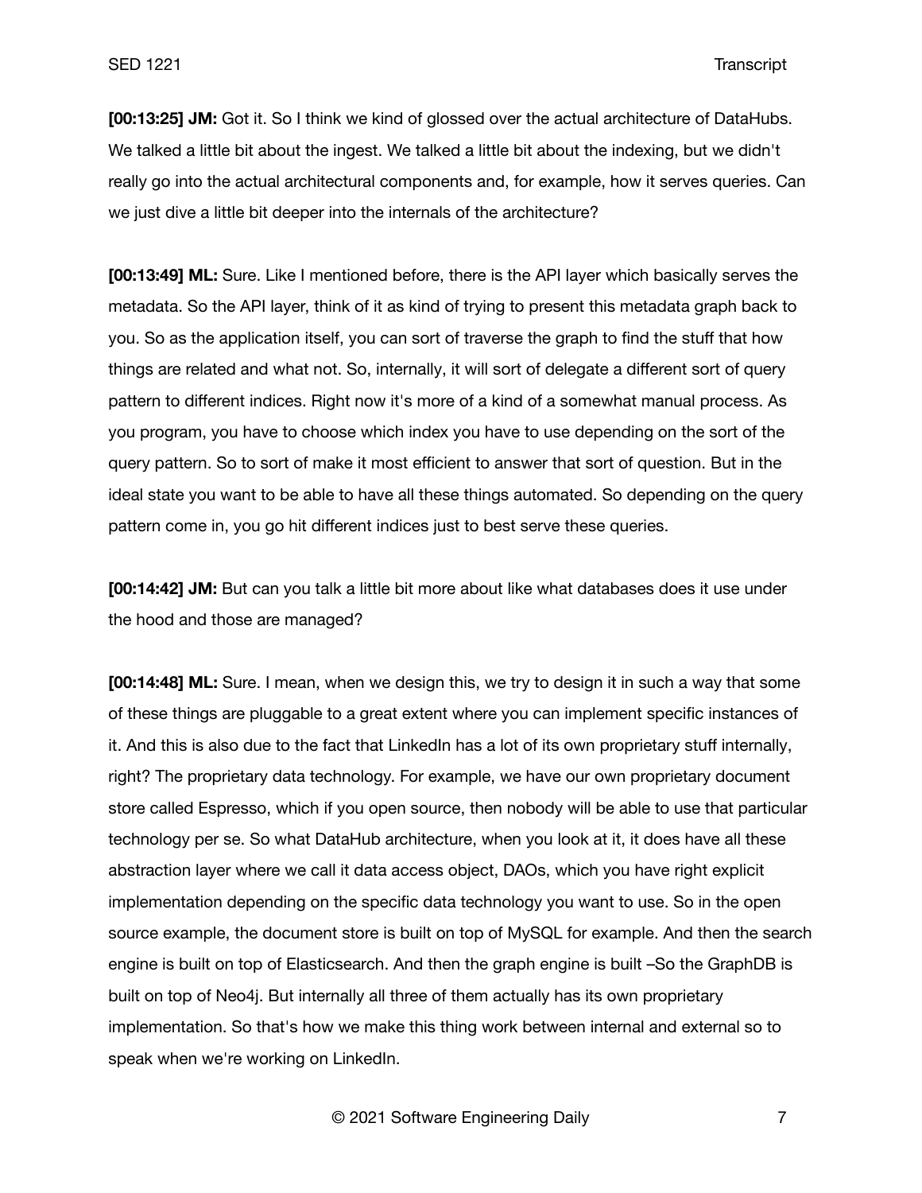**[00:13:25] JM:** Got it. So I think we kind of glossed over the actual architecture of DataHubs. We talked a little bit about the ingest. We talked a little bit about the indexing, but we didn't really go into the actual architectural components and, for example, how it serves queries. Can we just dive a little bit deeper into the internals of the architecture?

**[00:13:49] ML:** Sure. Like I mentioned before, there is the API layer which basically serves the metadata. So the API layer, think of it as kind of trying to present this metadata graph back to you. So as the application itself, you can sort of traverse the graph to find the stuff that how things are related and what not. So, internally, it will sort of delegate a different sort of query pattern to different indices. Right now it's more of a kind of a somewhat manual process. As you program, you have to choose which index you have to use depending on the sort of the query pattern. So to sort of make it most efficient to answer that sort of question. But in the ideal state you want to be able to have all these things automated. So depending on the query pattern come in, you go hit different indices just to best serve these queries.

**[00:14:42] JM:** But can you talk a little bit more about like what databases does it use under the hood and those are managed?

**[00:14:48] ML:** Sure. I mean, when we design this, we try to design it in such a way that some of these things are pluggable to a great extent where you can implement specific instances of it. And this is also due to the fact that LinkedIn has a lot of its own proprietary stuff internally, right? The proprietary data technology. For example, we have our own proprietary document store called Espresso, which if you open source, then nobody will be able to use that particular technology per se. So what DataHub architecture, when you look at it, it does have all these abstraction layer where we call it data access object, DAOs, which you have right explicit implementation depending on the specific data technology you want to use. So in the open source example, the document store is built on top of MySQL for example. And then the search engine is built on top of Elasticsearch. And then the graph engine is built –So the GraphDB is built on top of Neo4j. But internally all three of them actually has its own proprietary implementation. So that's how we make this thing work between internal and external so to speak when we're working on LinkedIn.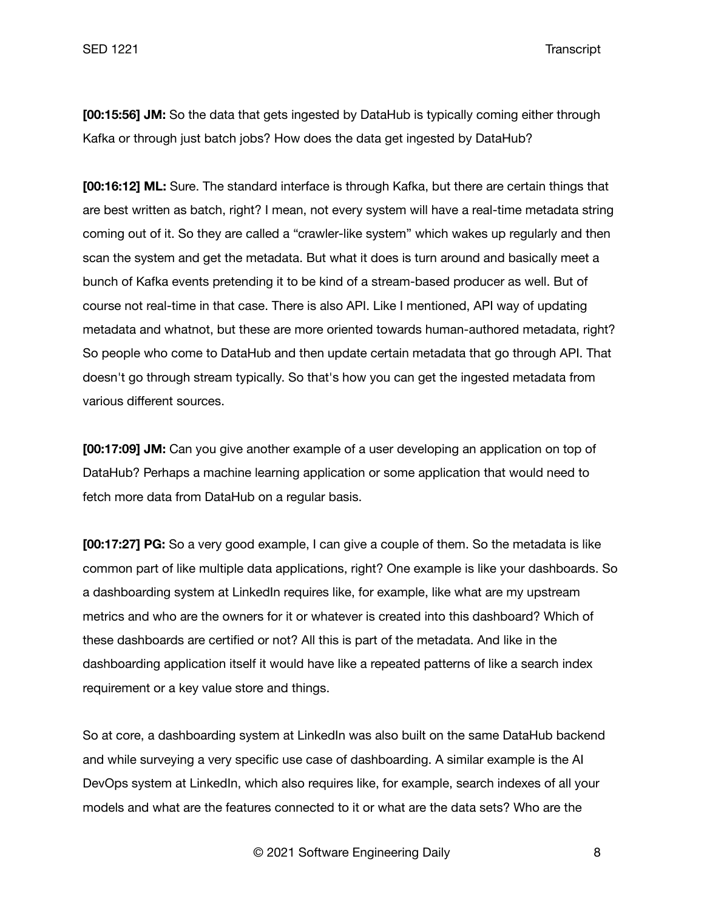**[00:15:56] JM:** So the data that gets ingested by DataHub is typically coming either through Kafka or through just batch jobs? How does the data get ingested by DataHub?

**[00:16:12] ML:** Sure. The standard interface is through Kafka, but there are certain things that are best written as batch, right? I mean, not every system will have a real-time metadata string coming out of it. So they are called a "crawler-like system" which wakes up regularly and then scan the system and get the metadata. But what it does is turn around and basically meet a bunch of Kafka events pretending it to be kind of a stream-based producer as well. But of course not real-time in that case. There is also API. Like I mentioned, API way of updating metadata and whatnot, but these are more oriented towards human-authored metadata, right? So people who come to DataHub and then update certain metadata that go through API. That doesn't go through stream typically. So that's how you can get the ingested metadata from various different sources.

**[00:17:09] JM:** Can you give another example of a user developing an application on top of DataHub? Perhaps a machine learning application or some application that would need to fetch more data from DataHub on a regular basis.

**[00:17:27] PG:** So a very good example, I can give a couple of them. So the metadata is like common part of like multiple data applications, right? One example is like your dashboards. So a dashboarding system at LinkedIn requires like, for example, like what are my upstream metrics and who are the owners for it or whatever is created into this dashboard? Which of these dashboards are certified or not? All this is part of the metadata. And like in the dashboarding application itself it would have like a repeated patterns of like a search index requirement or a key value store and things.

So at core, a dashboarding system at LinkedIn was also built on the same DataHub backend and while surveying a very specific use case of dashboarding. A similar example is the AI DevOps system at LinkedIn, which also requires like, for example, search indexes of all your models and what are the features connected to it or what are the data sets? Who are the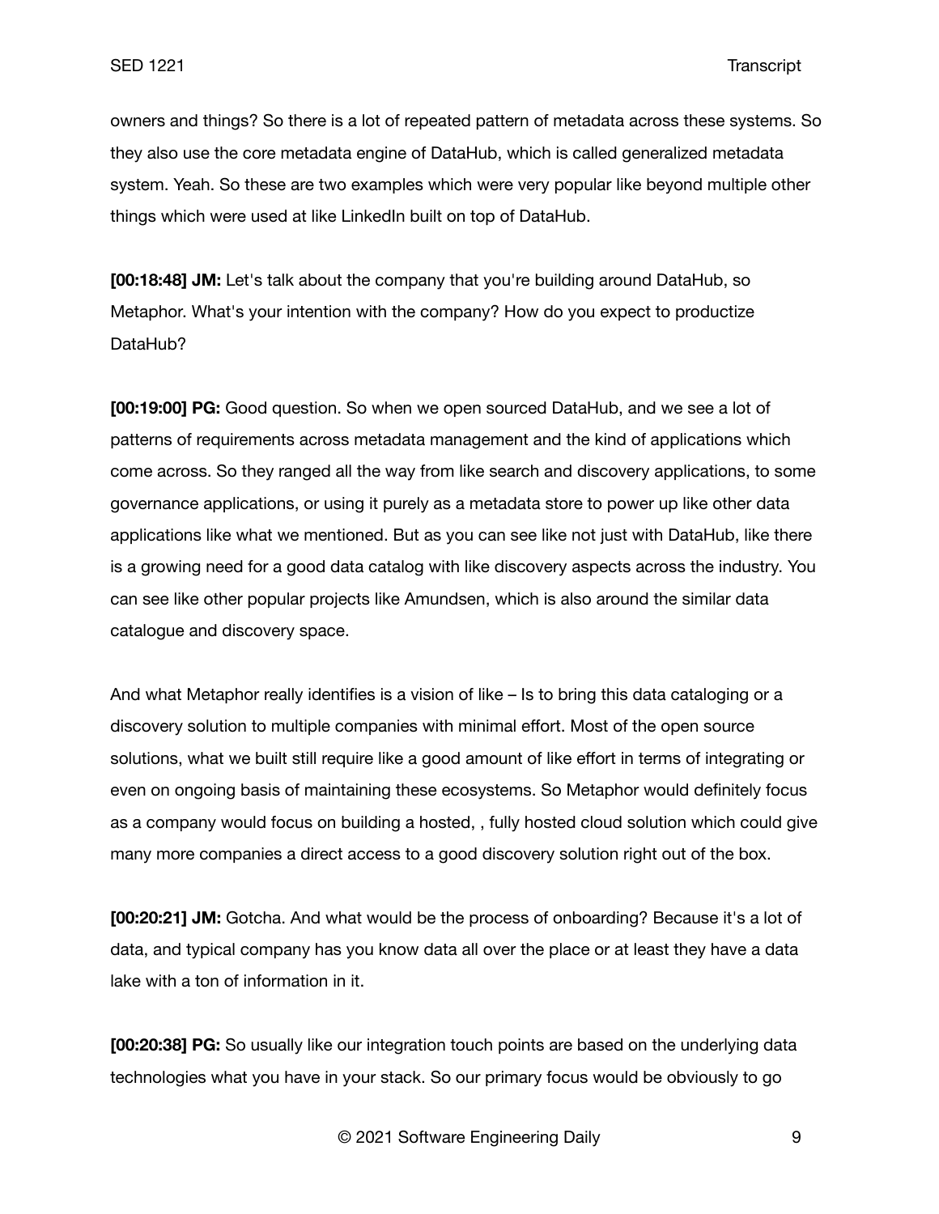owners and things? So there is a lot of repeated pattern of metadata across these systems. So they also use the core metadata engine of DataHub, which is called generalized metadata system. Yeah. So these are two examples which were very popular like beyond multiple other things which were used at like LinkedIn built on top of DataHub.

**[00:18:48] JM:** Let's talk about the company that you're building around DataHub, so Metaphor. What's your intention with the company? How do you expect to productize DataHub?

**[00:19:00] PG:** Good question. So when we open sourced DataHub, and we see a lot of patterns of requirements across metadata management and the kind of applications which come across. So they ranged all the way from like search and discovery applications, to some governance applications, or using it purely as a metadata store to power up like other data applications like what we mentioned. But as you can see like not just with DataHub, like there is a growing need for a good data catalog with like discovery aspects across the industry. You can see like other popular projects like Amundsen, which is also around the similar data catalogue and discovery space.

And what Metaphor really identifies is a vision of like – Is to bring this data cataloging or a discovery solution to multiple companies with minimal effort. Most of the open source solutions, what we built still require like a good amount of like effort in terms of integrating or even on ongoing basis of maintaining these ecosystems. So Metaphor would definitely focus as a company would focus on building a hosted, , fully hosted cloud solution which could give many more companies a direct access to a good discovery solution right out of the box.

**[00:20:21] JM:** Gotcha. And what would be the process of onboarding? Because it's a lot of data, and typical company has you know data all over the place or at least they have a data lake with a ton of information in it.

**[00:20:38] PG:** So usually like our integration touch points are based on the underlying data technologies what you have in your stack. So our primary focus would be obviously to go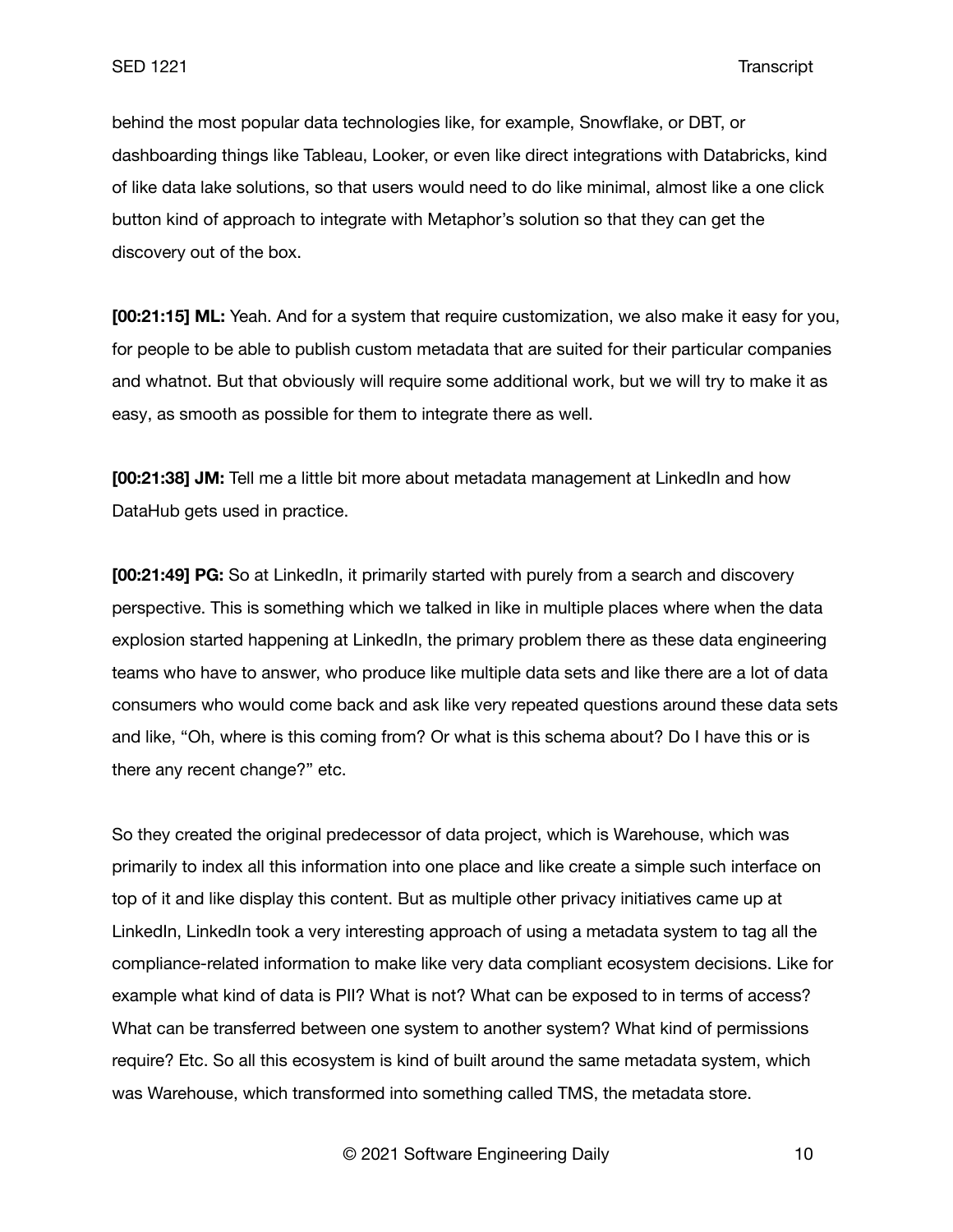behind the most popular data technologies like, for example, Snowflake, or DBT, or dashboarding things like Tableau, Looker, or even like direct integrations with Databricks, kind of like data lake solutions, so that users would need to do like minimal, almost like a one click button kind of approach to integrate with Metaphor's solution so that they can get the discovery out of the box.

**[00:21:15] ML:** Yeah. And for a system that require customization, we also make it easy for you, for people to be able to publish custom metadata that are suited for their particular companies and whatnot. But that obviously will require some additional work, but we will try to make it as easy, as smooth as possible for them to integrate there as well.

**[00:21:38] JM:** Tell me a little bit more about metadata management at LinkedIn and how DataHub gets used in practice.

**[00:21:49] PG:** So at LinkedIn, it primarily started with purely from a search and discovery perspective. This is something which we talked in like in multiple places where when the data explosion started happening at LinkedIn, the primary problem there as these data engineering teams who have to answer, who produce like multiple data sets and like there are a lot of data consumers who would come back and ask like very repeated questions around these data sets and like, "Oh, where is this coming from? Or what is this schema about? Do I have this or is there any recent change?" etc.

So they created the original predecessor of data project, which is Warehouse, which was primarily to index all this information into one place and like create a simple such interface on top of it and like display this content. But as multiple other privacy initiatives came up at LinkedIn, LinkedIn took a very interesting approach of using a metadata system to tag all the compliance-related information to make like very data compliant ecosystem decisions. Like for example what kind of data is PII? What is not? What can be exposed to in terms of access? What can be transferred between one system to another system? What kind of permissions require? Etc. So all this ecosystem is kind of built around the same metadata system, which was Warehouse, which transformed into something called TMS, the metadata store.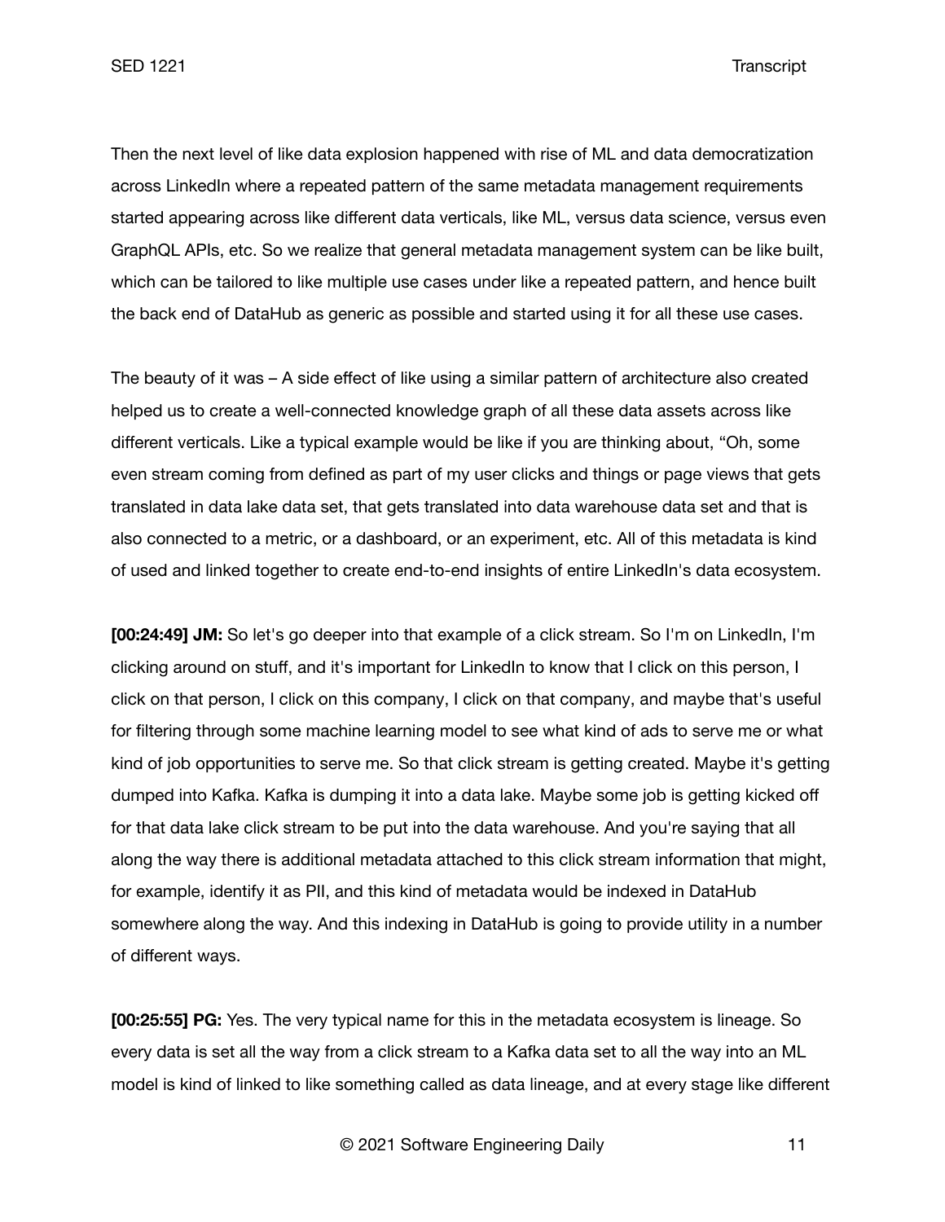Then the next level of like data explosion happened with rise of ML and data democratization across LinkedIn where a repeated pattern of the same metadata management requirements started appearing across like different data verticals, like ML, versus data science, versus even GraphQL APIs, etc. So we realize that general metadata management system can be like built, which can be tailored to like multiple use cases under like a repeated pattern, and hence built the back end of DataHub as generic as possible and started using it for all these use cases.

The beauty of it was – A side effect of like using a similar pattern of architecture also created helped us to create a well-connected knowledge graph of all these data assets across like different verticals. Like a typical example would be like if you are thinking about, "Oh, some even stream coming from defined as part of my user clicks and things or page views that gets translated in data lake data set, that gets translated into data warehouse data set and that is also connected to a metric, or a dashboard, or an experiment, etc. All of this metadata is kind of used and linked together to create end-to-end insights of entire LinkedIn's data ecosystem.

**[00:24:49] JM:** So let's go deeper into that example of a click stream. So I'm on LinkedIn, I'm clicking around on stuff, and it's important for LinkedIn to know that I click on this person, I click on that person, I click on this company, I click on that company, and maybe that's useful for filtering through some machine learning model to see what kind of ads to serve me or what kind of job opportunities to serve me. So that click stream is getting created. Maybe it's getting dumped into Kafka. Kafka is dumping it into a data lake. Maybe some job is getting kicked off for that data lake click stream to be put into the data warehouse. And you're saying that all along the way there is additional metadata attached to this click stream information that might, for example, identify it as PII, and this kind of metadata would be indexed in DataHub somewhere along the way. And this indexing in DataHub is going to provide utility in a number of different ways.

**[00:25:55] PG:** Yes. The very typical name for this in the metadata ecosystem is lineage. So every data is set all the way from a click stream to a Kafka data set to all the way into an ML model is kind of linked to like something called as data lineage, and at every stage like different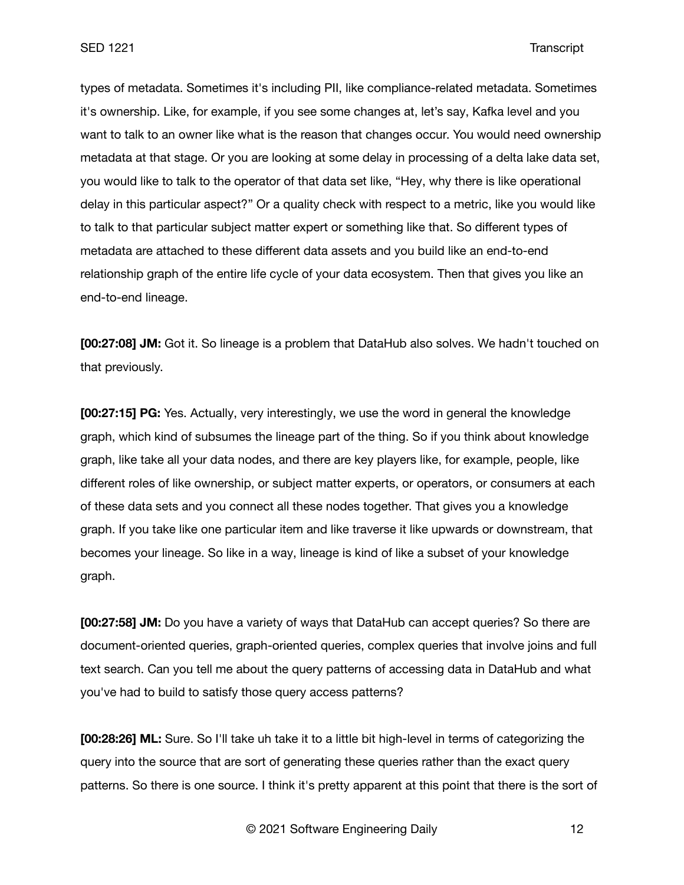types of metadata. Sometimes it's including PII, like compliance-related metadata. Sometimes it's ownership. Like, for example, if you see some changes at, let's say, Kafka level and you want to talk to an owner like what is the reason that changes occur. You would need ownership metadata at that stage. Or you are looking at some delay in processing of a delta lake data set, you would like to talk to the operator of that data set like, "Hey, why there is like operational delay in this particular aspect?" Or a quality check with respect to a metric, like you would like to talk to that particular subject matter expert or something like that. So different types of metadata are attached to these different data assets and you build like an end-to-end relationship graph of the entire life cycle of your data ecosystem. Then that gives you like an end-to-end lineage.

**[00:27:08] JM:** Got it. So lineage is a problem that DataHub also solves. We hadn't touched on that previously.

**[00:27:15] PG:** Yes. Actually, very interestingly, we use the word in general the knowledge graph, which kind of subsumes the lineage part of the thing. So if you think about knowledge graph, like take all your data nodes, and there are key players like, for example, people, like different roles of like ownership, or subject matter experts, or operators, or consumers at each of these data sets and you connect all these nodes together. That gives you a knowledge graph. If you take like one particular item and like traverse it like upwards or downstream, that becomes your lineage. So like in a way, lineage is kind of like a subset of your knowledge graph.

**[00:27:58] JM:** Do you have a variety of ways that DataHub can accept queries? So there are document-oriented queries, graph-oriented queries, complex queries that involve joins and full text search. Can you tell me about the query patterns of accessing data in DataHub and what you've had to build to satisfy those query access patterns?

**[00:28:26] ML:** Sure. So I'll take uh take it to a little bit high-level in terms of categorizing the query into the source that are sort of generating these queries rather than the exact query patterns. So there is one source. I think it's pretty apparent at this point that there is the sort of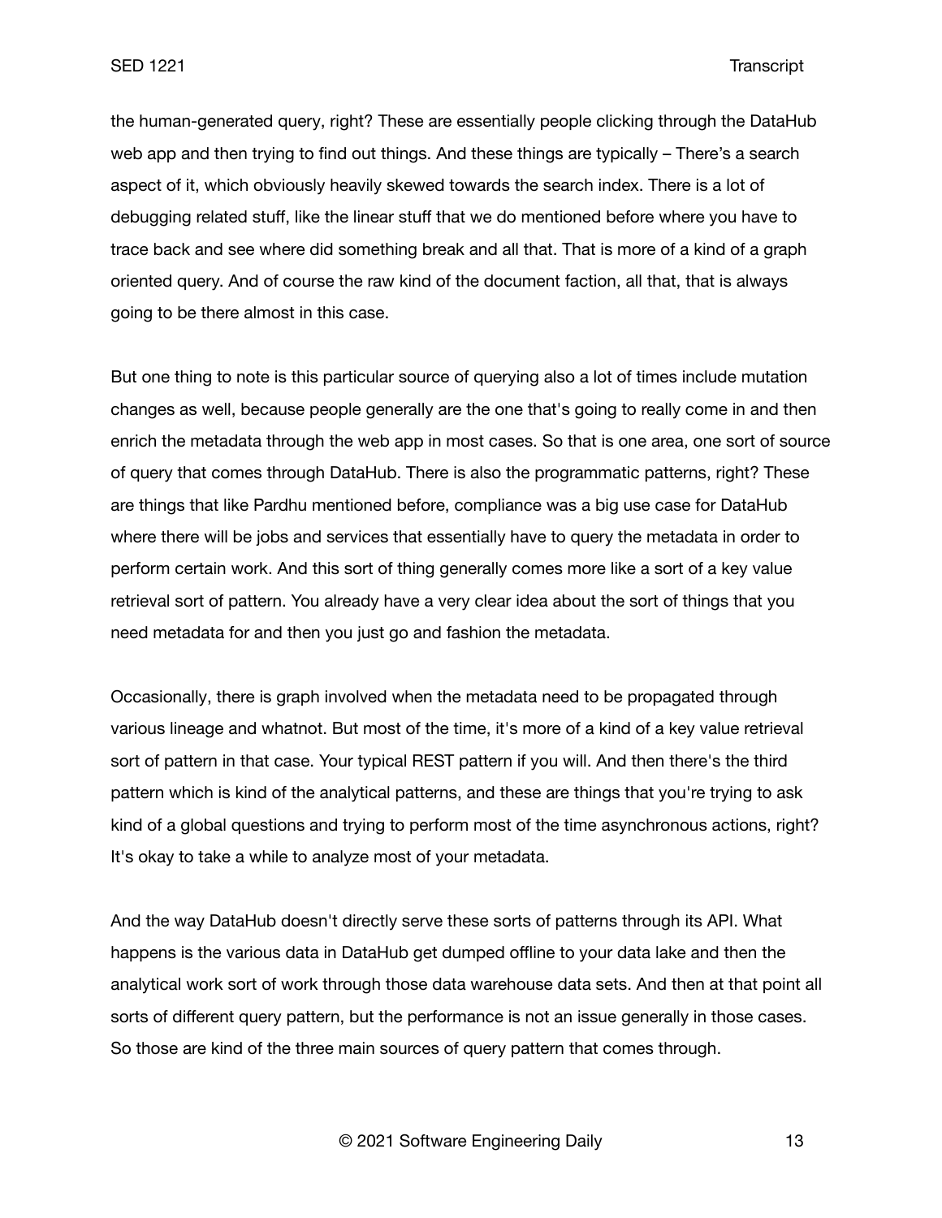the human-generated query, right? These are essentially people clicking through the DataHub web app and then trying to find out things. And these things are typically – There's a search aspect of it, which obviously heavily skewed towards the search index. There is a lot of debugging related stuff, like the linear stuff that we do mentioned before where you have to trace back and see where did something break and all that. That is more of a kind of a graph oriented query. And of course the raw kind of the document faction, all that, that is always going to be there almost in this case.

But one thing to note is this particular source of querying also a lot of times include mutation changes as well, because people generally are the one that's going to really come in and then enrich the metadata through the web app in most cases. So that is one area, one sort of source of query that comes through DataHub. There is also the programmatic patterns, right? These are things that like Pardhu mentioned before, compliance was a big use case for DataHub where there will be jobs and services that essentially have to query the metadata in order to perform certain work. And this sort of thing generally comes more like a sort of a key value retrieval sort of pattern. You already have a very clear idea about the sort of things that you need metadata for and then you just go and fashion the metadata.

Occasionally, there is graph involved when the metadata need to be propagated through various lineage and whatnot. But most of the time, it's more of a kind of a key value retrieval sort of pattern in that case. Your typical REST pattern if you will. And then there's the third pattern which is kind of the analytical patterns, and these are things that you're trying to ask kind of a global questions and trying to perform most of the time asynchronous actions, right? It's okay to take a while to analyze most of your metadata.

And the way DataHub doesn't directly serve these sorts of patterns through its API. What happens is the various data in DataHub get dumped offline to your data lake and then the analytical work sort of work through those data warehouse data sets. And then at that point all sorts of different query pattern, but the performance is not an issue generally in those cases. So those are kind of the three main sources of query pattern that comes through.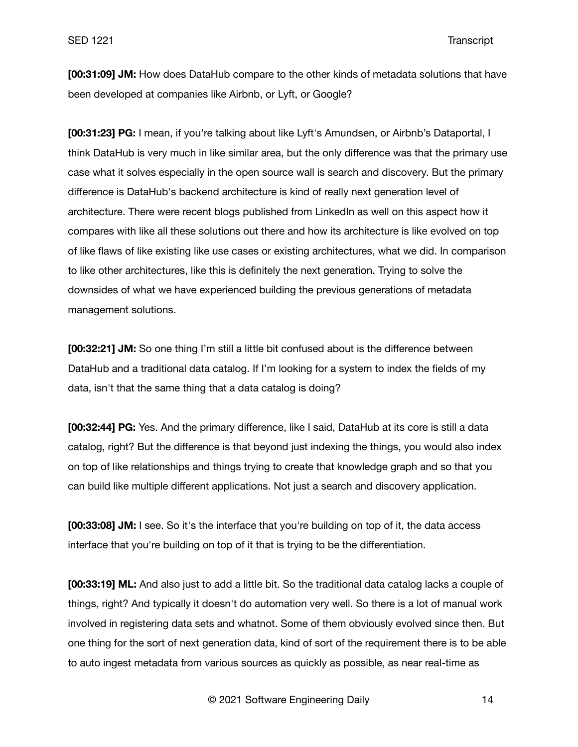**[00:31:09] JM:** How does DataHub compare to the other kinds of metadata solutions that have been developed at companies like Airbnb, or Lyft, or Google?

**[00:31:23] PG:** I mean, if you're talking about like Lyft's Amundsen, or Airbnb's Dataportal, I think DataHub is very much in like similar area, but the only difference was that the primary use case what it solves especially in the open source wall is search and discovery. But the primary difference is DataHub's backend architecture is kind of really next generation level of architecture. There were recent blogs published from LinkedIn as well on this aspect how it compares with like all these solutions out there and how its architecture is like evolved on top of like flaws of like existing like use cases or existing architectures, what we did. In comparison to like other architectures, like this is definitely the next generation. Trying to solve the downsides of what we have experienced building the previous generations of metadata management solutions.

**[00:32:21] JM:** So one thing I'm still a little bit confused about is the difference between DataHub and a traditional data catalog. If I'm looking for a system to index the fields of my data, isn't that the same thing that a data catalog is doing?

**[00:32:44] PG:** Yes. And the primary difference, like I said, DataHub at its core is still a data catalog, right? But the difference is that beyond just indexing the things, you would also index on top of like relationships and things trying to create that knowledge graph and so that you can build like multiple different applications. Not just a search and discovery application.

**[00:33:08] JM:** I see. So it's the interface that you're building on top of it, the data access interface that you're building on top of it that is trying to be the differentiation.

**[00:33:19] ML:** And also just to add a little bit. So the traditional data catalog lacks a couple of things, right? And typically it doesn't do automation very well. So there is a lot of manual work involved in registering data sets and whatnot. Some of them obviously evolved since then. But one thing for the sort of next generation data, kind of sort of the requirement there is to be able to auto ingest metadata from various sources as quickly as possible, as near real-time as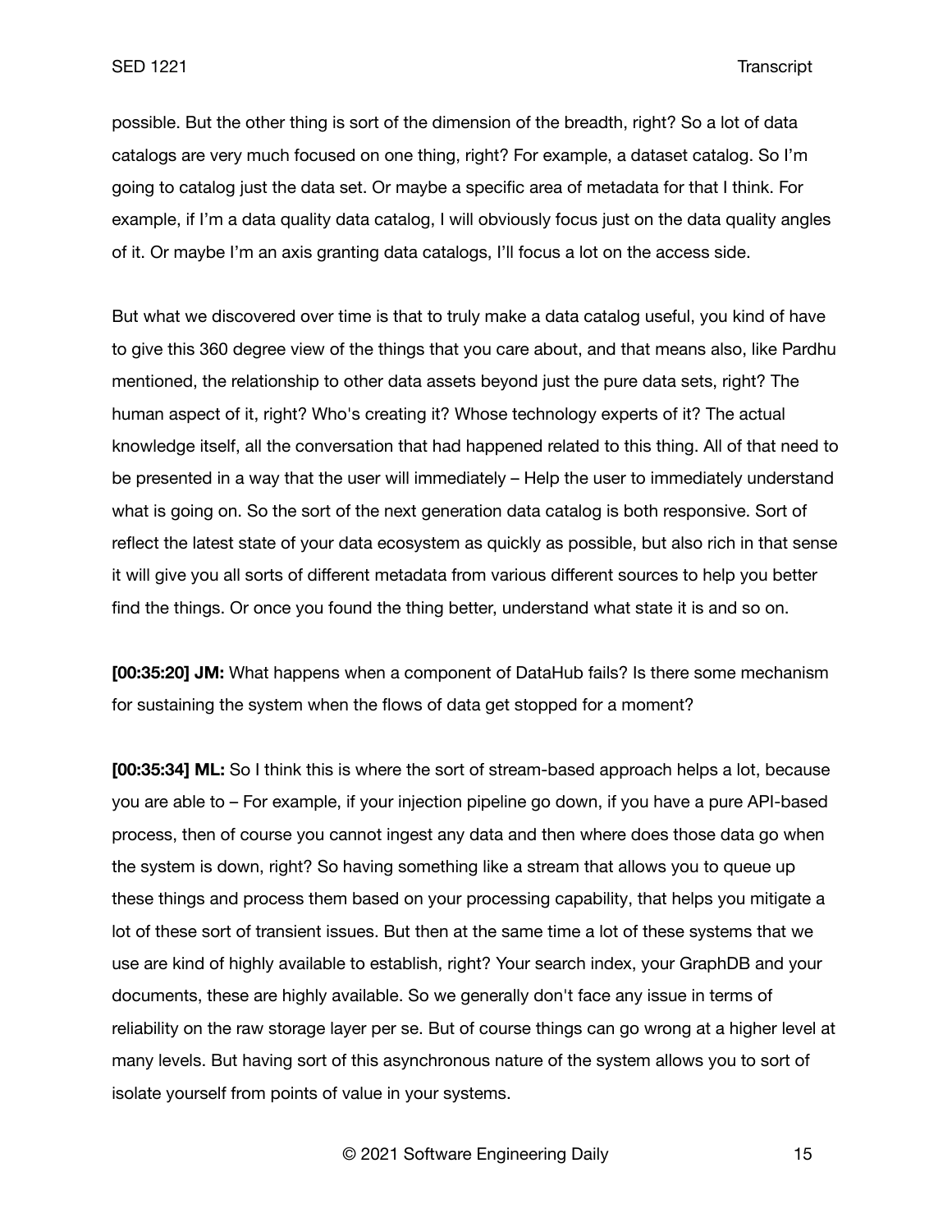possible. But the other thing is sort of the dimension of the breadth, right? So a lot of data catalogs are very much focused on one thing, right? For example, a dataset catalog. So I'm going to catalog just the data set. Or maybe a specific area of metadata for that I think. For example, if I'm a data quality data catalog, I will obviously focus just on the data quality angles of it. Or maybe I'm an axis granting data catalogs, I'll focus a lot on the access side.

But what we discovered over time is that to truly make a data catalog useful, you kind of have to give this 360 degree view of the things that you care about, and that means also, like Pardhu mentioned, the relationship to other data assets beyond just the pure data sets, right? The human aspect of it, right? Who's creating it? Whose technology experts of it? The actual knowledge itself, all the conversation that had happened related to this thing. All of that need to be presented in a way that the user will immediately – Help the user to immediately understand what is going on. So the sort of the next generation data catalog is both responsive. Sort of reflect the latest state of your data ecosystem as quickly as possible, but also rich in that sense it will give you all sorts of different metadata from various different sources to help you better find the things. Or once you found the thing better, understand what state it is and so on.

**[00:35:20] JM:** What happens when a component of DataHub fails? Is there some mechanism for sustaining the system when the flows of data get stopped for a moment?

**[00:35:34] ML:** So I think this is where the sort of stream-based approach helps a lot, because you are able to – For example, if your injection pipeline go down, if you have a pure API-based process, then of course you cannot ingest any data and then where does those data go when the system is down, right? So having something like a stream that allows you to queue up these things and process them based on your processing capability, that helps you mitigate a lot of these sort of transient issues. But then at the same time a lot of these systems that we use are kind of highly available to establish, right? Your search index, your GraphDB and your documents, these are highly available. So we generally don't face any issue in terms of reliability on the raw storage layer per se. But of course things can go wrong at a higher level at many levels. But having sort of this asynchronous nature of the system allows you to sort of isolate yourself from points of value in your systems.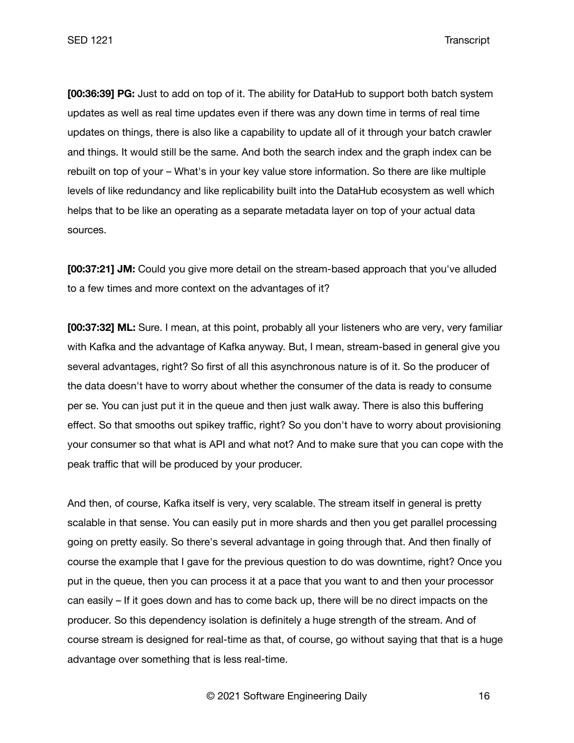**[00:36:39] PG:** Just to add on top of it. The ability for DataHub to support both batch system updates as well as real time updates even if there was any down time in terms of real time updates on things, there is also like a capability to update all of it through your batch crawler and things. It would still be the same. And both the search index and the graph index can be rebuilt on top of your – What's in your key value store information. So there are like multiple levels of like redundancy and like replicability built into the DataHub ecosystem as well which helps that to be like an operating as a separate metadata layer on top of your actual data sources.

**[00:37:21] JM:** Could you give more detail on the stream-based approach that you've alluded to a few times and more context on the advantages of it?

**[00:37:32] ML:** Sure. I mean, at this point, probably all your listeners who are very, very familiar with Kafka and the advantage of Kafka anyway. But, I mean, stream-based in general give you several advantages, right? So first of all this asynchronous nature is of it. So the producer of the data doesn't have to worry about whether the consumer of the data is ready to consume per se. You can just put it in the queue and then just walk away. There is also this buffering effect. So that smooths out spikey traffic, right? So you don't have to worry about provisioning your consumer so that what is API and what not? And to make sure that you can cope with the peak traffic that will be produced by your producer.

And then, of course, Kafka itself is very, very scalable. The stream itself in general is pretty scalable in that sense. You can easily put in more shards and then you get parallel processing going on pretty easily. So there's several advantage in going through that. And then finally of course the example that I gave for the previous question to do was downtime, right? Once you put in the queue, then you can process it at a pace that you want to and then your processor can easily – If it goes down and has to come back up, there will be no direct impacts on the producer. So this dependency isolation is definitely a huge strength of the stream. And of course stream is designed for real-time as that, of course, go without saying that that is a huge advantage over something that is less real-time.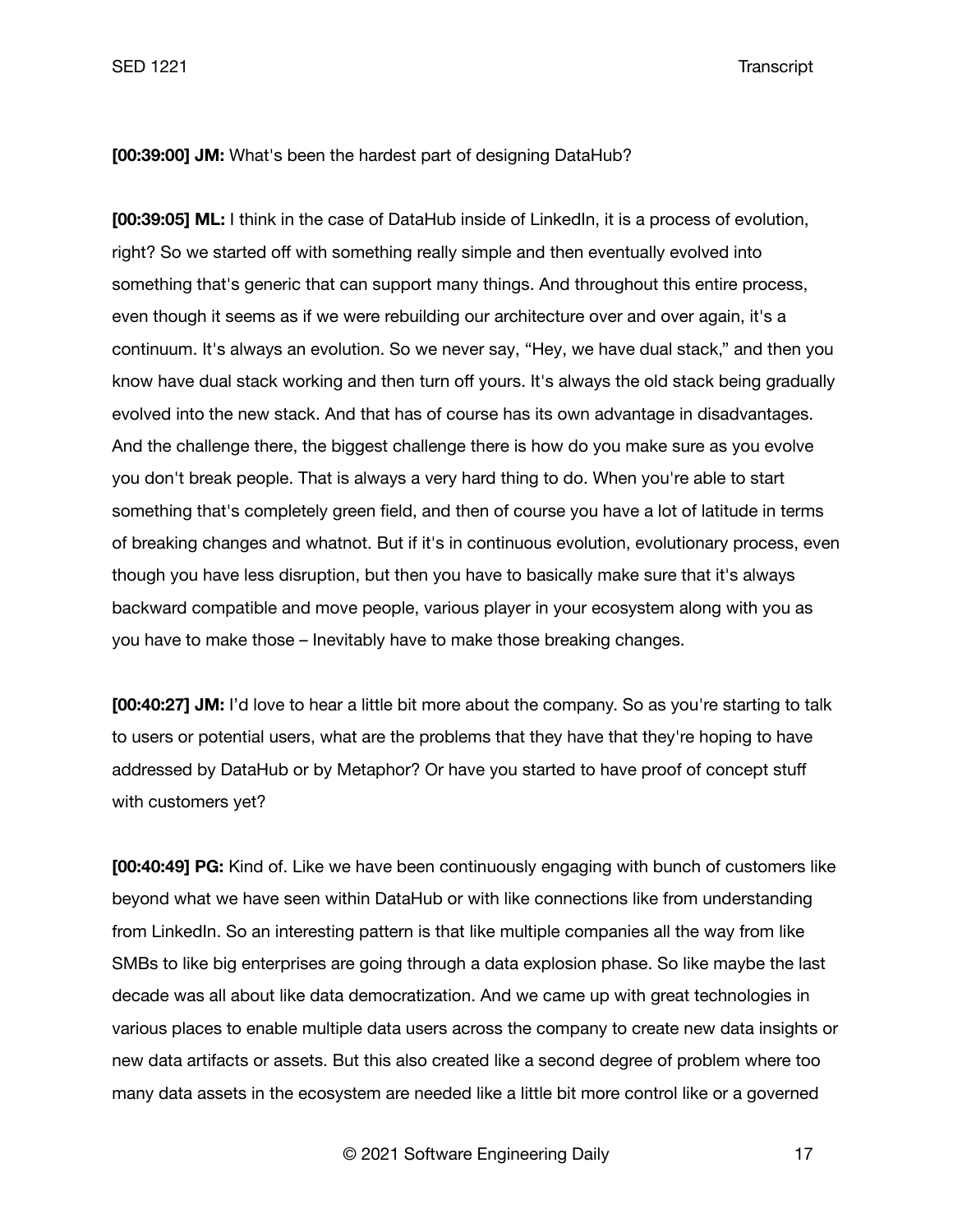**[00:39:00] JM:** What's been the hardest part of designing DataHub?

**[00:39:05] ML:** I think in the case of DataHub inside of LinkedIn, it is a process of evolution, right? So we started off with something really simple and then eventually evolved into something that's generic that can support many things. And throughout this entire process, even though it seems as if we were rebuilding our architecture over and over again, it's a continuum. It's always an evolution. So we never say, "Hey, we have dual stack," and then you know have dual stack working and then turn off yours. It's always the old stack being gradually evolved into the new stack. And that has of course has its own advantage in disadvantages. And the challenge there, the biggest challenge there is how do you make sure as you evolve you don't break people. That is always a very hard thing to do. When you're able to start something that's completely green field, and then of course you have a lot of latitude in terms of breaking changes and whatnot. But if it's in continuous evolution, evolutionary process, even though you have less disruption, but then you have to basically make sure that it's always backward compatible and move people, various player in your ecosystem along with you as you have to make those – Inevitably have to make those breaking changes.

**[00:40:27] JM:** I'd love to hear a little bit more about the company. So as you're starting to talk to users or potential users, what are the problems that they have that they're hoping to have addressed by DataHub or by Metaphor? Or have you started to have proof of concept stuff with customers yet?

**[00:40:49] PG:** Kind of. Like we have been continuously engaging with bunch of customers like beyond what we have seen within DataHub or with like connections like from understanding from LinkedIn. So an interesting pattern is that like multiple companies all the way from like SMBs to like big enterprises are going through a data explosion phase. So like maybe the last decade was all about like data democratization. And we came up with great technologies in various places to enable multiple data users across the company to create new data insights or new data artifacts or assets. But this also created like a second degree of problem where too many data assets in the ecosystem are needed like a little bit more control like or a governed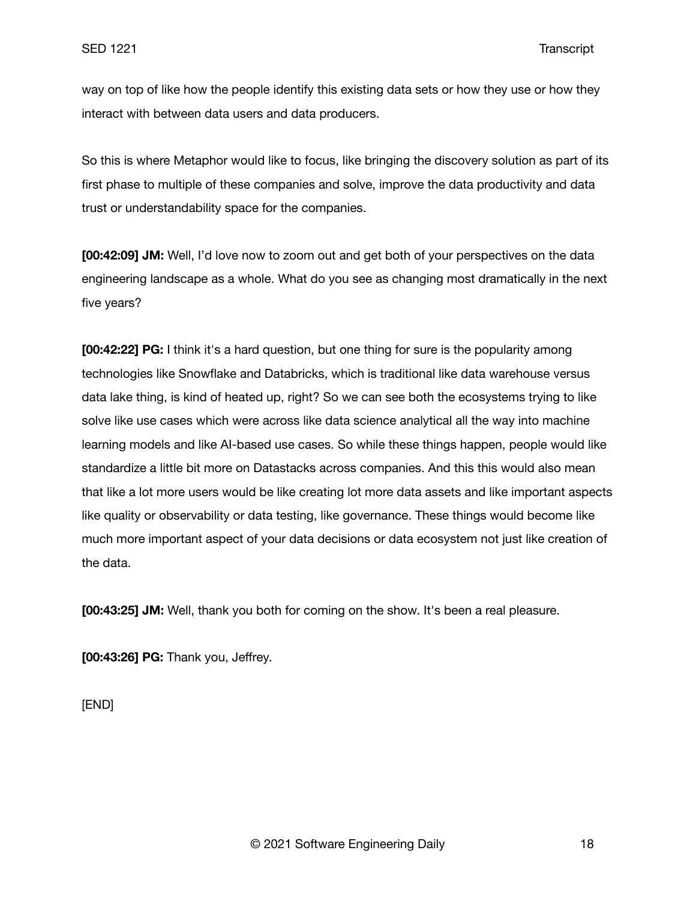way on top of like how the people identify this existing data sets or how they use or how they interact with between data users and data producers.

So this is where Metaphor would like to focus, like bringing the discovery solution as part of its first phase to multiple of these companies and solve, improve the data productivity and data trust or understandability space for the companies.

**[00:42:09] JM:** Well, I'd love now to zoom out and get both of your perspectives on the data engineering landscape as a whole. What do you see as changing most dramatically in the next five years?

**[00:42:22] PG:** I think it's a hard question, but one thing for sure is the popularity among technologies like Snowflake and Databricks, which is traditional like data warehouse versus data lake thing, is kind of heated up, right? So we can see both the ecosystems trying to like solve like use cases which were across like data science analytical all the way into machine learning models and like AI-based use cases. So while these things happen, people would like standardize a little bit more on Datastacks across companies. And this this would also mean that like a lot more users would be like creating lot more data assets and like important aspects like quality or observability or data testing, like governance. These things would become like much more important aspect of your data decisions or data ecosystem not just like creation of the data.

**[00:43:25] JM:** Well, thank you both for coming on the show. It's been a real pleasure.

**[00:43:26] PG:** Thank you, Jeffrey.

[END]